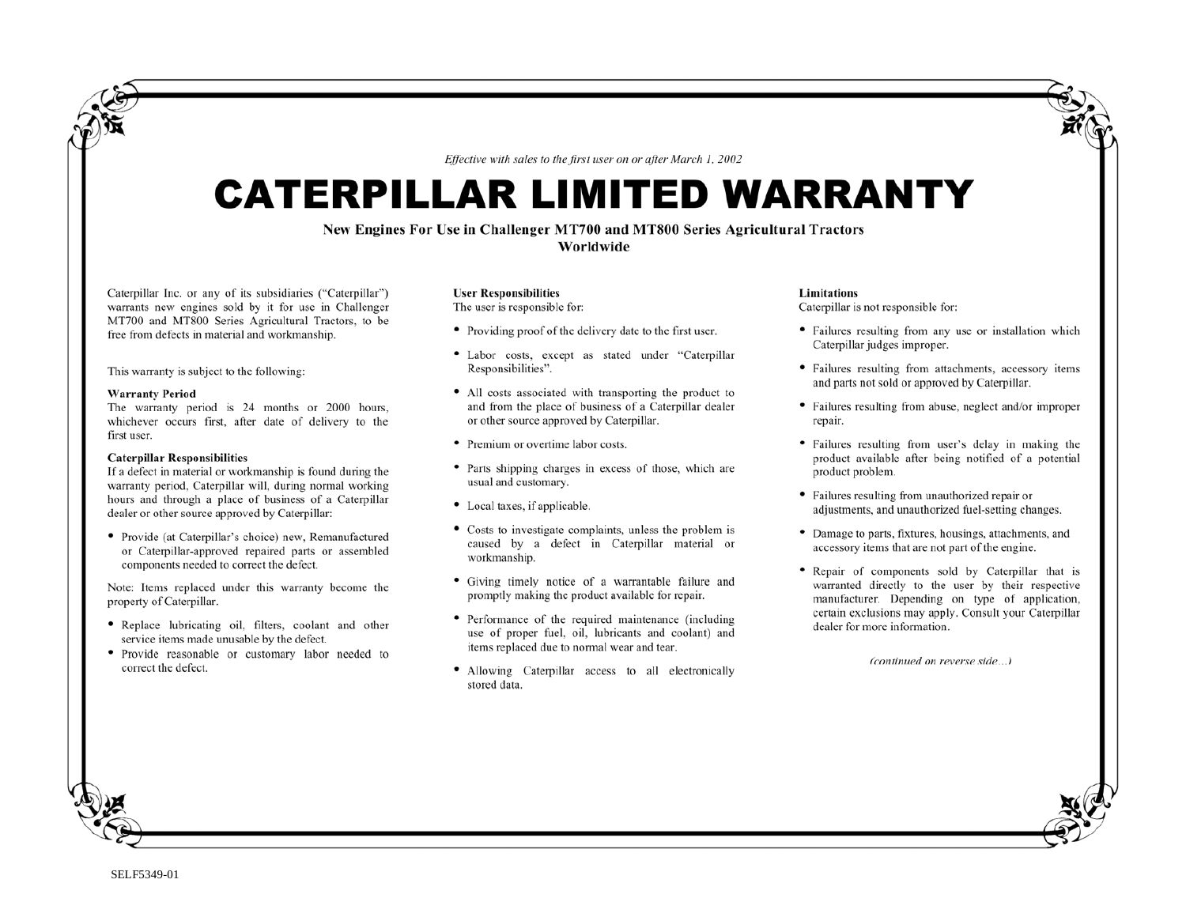*Effective with sales to the first user on or after March 1, 2002*

# CATERPILLAR LIMITED WARRANTY

**New Engines For Use in Challenger MT700 and MT800 Series Agricultural Tractors**
**Worldwide**

Caterpillar Inc. or any of its subsidiaries ("Caterpillar") warrants new engines sold by it for use in Challenger MT700 and MT800 Series Agricultural Tractors, to be free from defects in material and workmanship.

This warranty is subject to the following:

**Warranty Period**
The warranty period is 24 months or 2000 hours, whichever occurs first, after date of delivery to the first user.

**Caterpillar Responsibilities**
If a defect in material or workmanship is found during the warranty period, Caterpillar will, during normal working hours and through a place of business of a Caterpillar dealer or other source approved by Caterpillar:

- Provide (at Caterpillar's choice) new, Remanufactured or Caterpillar-approved repaired parts or assembled components needed to correct the defect.

Note: Items replaced under this warranty become the property of Caterpillar.

- Replace lubricating oil, filters, coolant and other service items made unusable by the defect.
- Provide reasonable or customary labor needed to correct the defect.

**User Responsibilities**
The user is responsible for:

- Providing proof of the delivery date to the first user.
- Labor costs, except as stated under "Caterpillar Responsibilities".
- All costs associated with transporting the product to and from the place of business of a Caterpillar dealer or other source approved by Caterpillar.
- Premium or overtime labor costs.
- Parts shipping charges in excess of those, which are usual and customary.
- Local taxes, if applicable.
- Costs to investigate complaints, unless the problem is caused by a defect in Caterpillar material or workmanship.
- Giving timely notice of a warrantable failure and promptly making the product available for repair.
- Performance of the required maintenance (including use of proper fuel, oil, lubricants and coolant) and items replaced due to normal wear and tear.
- Allowing Caterpillar access to all electronically stored data.

**Limitations**
Caterpillar is not responsible for:

- Failures resulting from any use or installation which Caterpillar judges improper.
- Failures resulting from attachments, accessory items and parts not sold or approved by Caterpillar.
- Failures resulting from abuse, neglect and/or improper repair.
- Failures resulting from user's delay in making the product available after being notified of a potential product problem.
- Failures resulting from unauthorized repair or adjustments, and unauthorized fuel-setting changes.
- Damage to parts, fixtures, housings, attachments, and accessory items that are not part of the engine.
- Repair of components sold by Caterpillar that is warranted directly to the user by their respective manufacturer. Depending on type of application, certain exclusions may apply. Consult your Caterpillar dealer for more information.

*(continued on reverse side...)*

SELF5349-01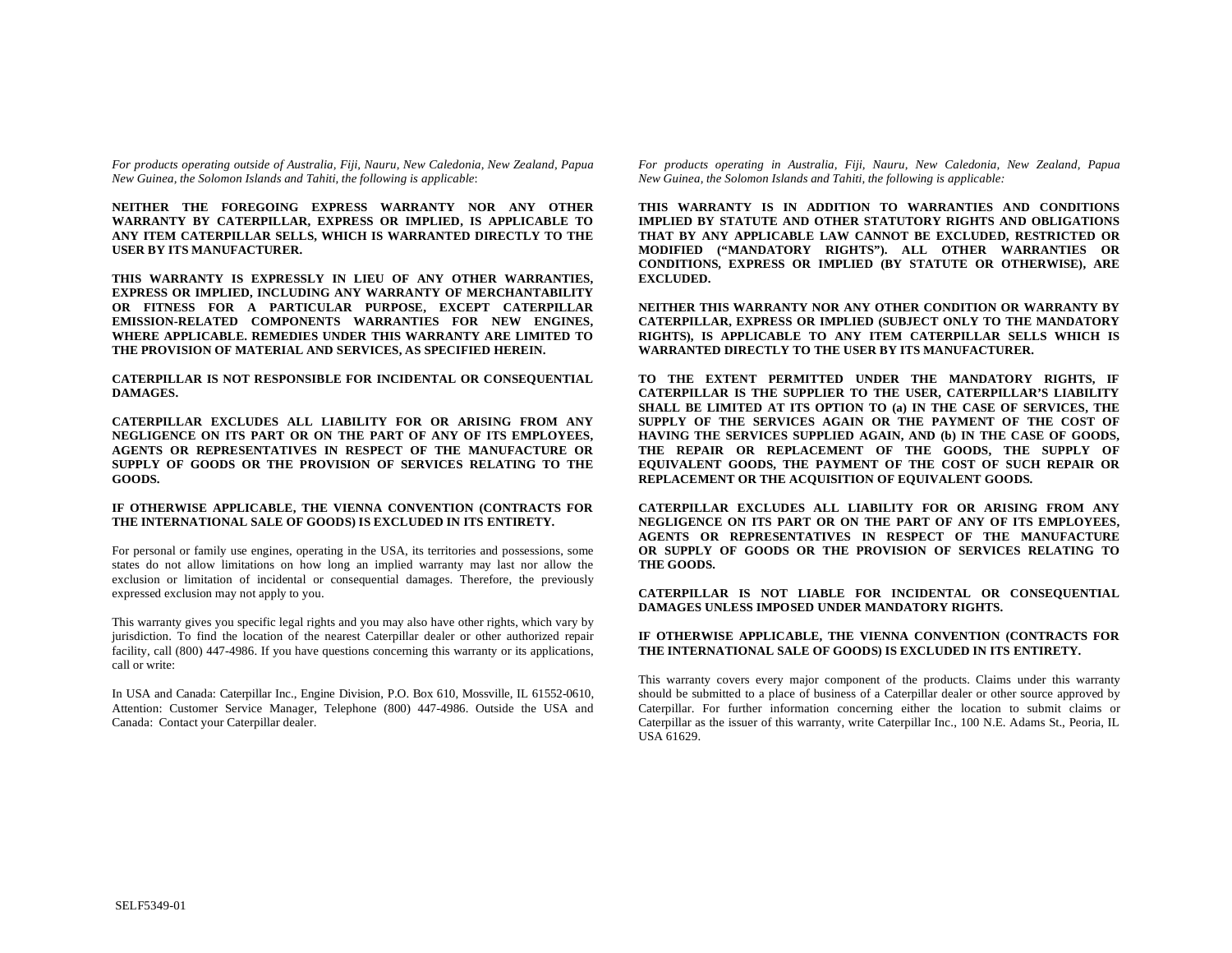*For products operating outside of Australia, Fiji, Nauru, New Caledonia, New Zealand, Papua New Guinea, the Solomon Islands and Tahiti, the following is applicable*:

**NEITHER THE FOREGOING EXPRESS WARRANTY NOR ANY OTHER WARRANTY BY CATERPILLAR, EXPRESS OR IMPLIED, IS APPLICABLE TO ANY ITEM CATERPILLAR SELLS, WHICH IS WARRANTED DIRECTLY TO THE USER BY ITS MANUFACTURER.**

**THIS WARRANTY IS EXPRESSLY IN LIEU OF ANY OTHER WARRANTIES, EXPRESS OR IMPLIED, INCLUDING ANY WARRANTY OF MERCHANTABILITY OR FITNESS FOR A PARTICULAR PURPOSE, EXCEPT CATERPILLAR EMISSION-RELATED COMPONENTS WARRANTIES FOR NEW ENGINES, WHERE APPLICABLE. REMEDIES UNDER THIS WARRANTY ARE LIMITED TO THE PROVISION OF MATERIAL AND SERVICES, AS SPECIFIED HEREIN.**

**CATERPILLAR IS NOT RESPONSIBLE FOR INCIDENTAL OR CONSEQUENTIAL DAMAGES.**

**CATERPILLAR EXCLUDES ALL LIABILITY FOR OR ARISING FROM ANY NEGLIGENCE ON ITS PART OR ON THE PART OF ANY OF ITS EMPLOYEES, AGENTS OR REPRESENTATIVES IN RESPECT OF THE MANUFACTURE OR SUPPLY OF GOODS OR THE PROVISION OF SERVICES RELATING TO THE GOODS.**

**IF OTHERWISE APPLICABLE, THE VIENNA CONVENTION (CONTRACTS FOR THE INTERNATIONAL SALE OF GOODS) IS EXCLUDED IN ITS ENTIRETY.**

For personal or family use engines, operating in the USA, its territories and possessions, some states do not allow limitations on how long an implied warranty may last nor allow the exclusion or limitation of incidental or consequential damages. Therefore, the previously expressed exclusion may not apply to you.

This warranty gives you specific legal rights and you may also have other rights, which vary by jurisdiction. To find the location of the nearest Caterpillar dealer or other authorized repair facility, call (800) 447-4986. If you have questions concerning this warranty or its applications, call or write:

In USA and Canada: Caterpillar Inc., Engine Division, P.O. Box 610, Mossville, IL 61552-0610, Attention: Customer Service Manager, Telephone (800) 447-4986. Outside the USA and Canada: Contact your Caterpillar dealer.

*For products operating in Australia, Fiji, Nauru, New Caledonia, New Zealand, Papua New Guinea, the Solomon Islands and Tahiti, the following is applicable:*

**THIS WARRANTY IS IN ADDITION TO WARRANTIES AND CONDITIONS IMPLIED BY STATUTE AND OTHER STATUTORY RIGHTS AND OBLIGATIONS THAT BY ANY APPLICABLE LAW CANNOT BE EXCLUDED, RESTRICTED OR MODIFIED ("MANDATORY RIGHTS"). ALL OTHER WARRANTIES OR CONDITIONS, EXPRESS OR IMPLIED (BY STATUTE OR OTHERWISE), ARE EXCLUDED.**

**NEITHER THIS WARRANTY NOR ANY OTHER CONDITION OR WARRANTY BY CATERPILLAR, EXPRESS OR IMPLIED (SUBJECT ONLY TO THE MANDATORY RIGHTS), IS APPLICABLE TO ANY ITEM CATERPILLAR SELLS WHICH IS WARRANTED DIRECTLY TO THE USER BY ITS MANUFACTURER.**

**TO THE EXTENT PERMITTED UNDER THE MANDATORY RIGHTS, IF CATERPILLAR IS THE SUPPLIER TO THE USER, CATERPILLAR'S LIABILITY SHALL BE LIMITED AT ITS OPTION TO (a) IN THE CASE OF SERVICES, THE SUPPLY OF THE SERVICES AGAIN OR THE PAYMENT OF THE COST OF HAVING THE SERVICES SUPPLIED AGAIN, AND (b) IN THE CASE OF GOODS, THE REPAIR OR REPLACEMENT OF THE GOODS, THE SUPPLY OF EQUIVALENT GOODS, THE PAYMENT OF THE COST OF SUCH REPAIR OR REPLACEMENT OR THE ACQUISITION OF EQUIVALENT GOODS.**

**CATERPILLAR EXCLUDES ALL LIABILITY FOR OR ARISING FROM ANY NEGLIGENCE ON ITS PART OR ON THE PART OF ANY OF ITS EMPLOYEES, AGENTS OR REPRESENTATIVES IN RESPECT OF THE MANUFACTURE OR SUPPLY OF GOODS OR THE PROVISION OF SERVICES RELATING TO THE GOODS.**

**CATERPILLAR IS NOT LIABLE FOR INCIDENTAL OR CONSEQUENTIAL DAMAGES UNLESS IMPOSED UNDER MANDATORY RIGHTS.**

**IF OTHERWISE APPLICABLE, THE VIENNA CONVENTION (CONTRACTS FOR THE INTERNATIONAL SALE OF GOODS) IS EXCLUDED IN ITS ENTIRETY.**

This warranty covers every major component of the products. Claims under this warranty should be submitted to a place of business of a Caterpillar dealer or other source approved by Caterpillar. For further information concerning either the location to submit claims or Caterpillar as the issuer of this warranty, write Caterpillar Inc., 100 N.E. Adams St., Peoria, IL USA 61629.

SELF5349-01